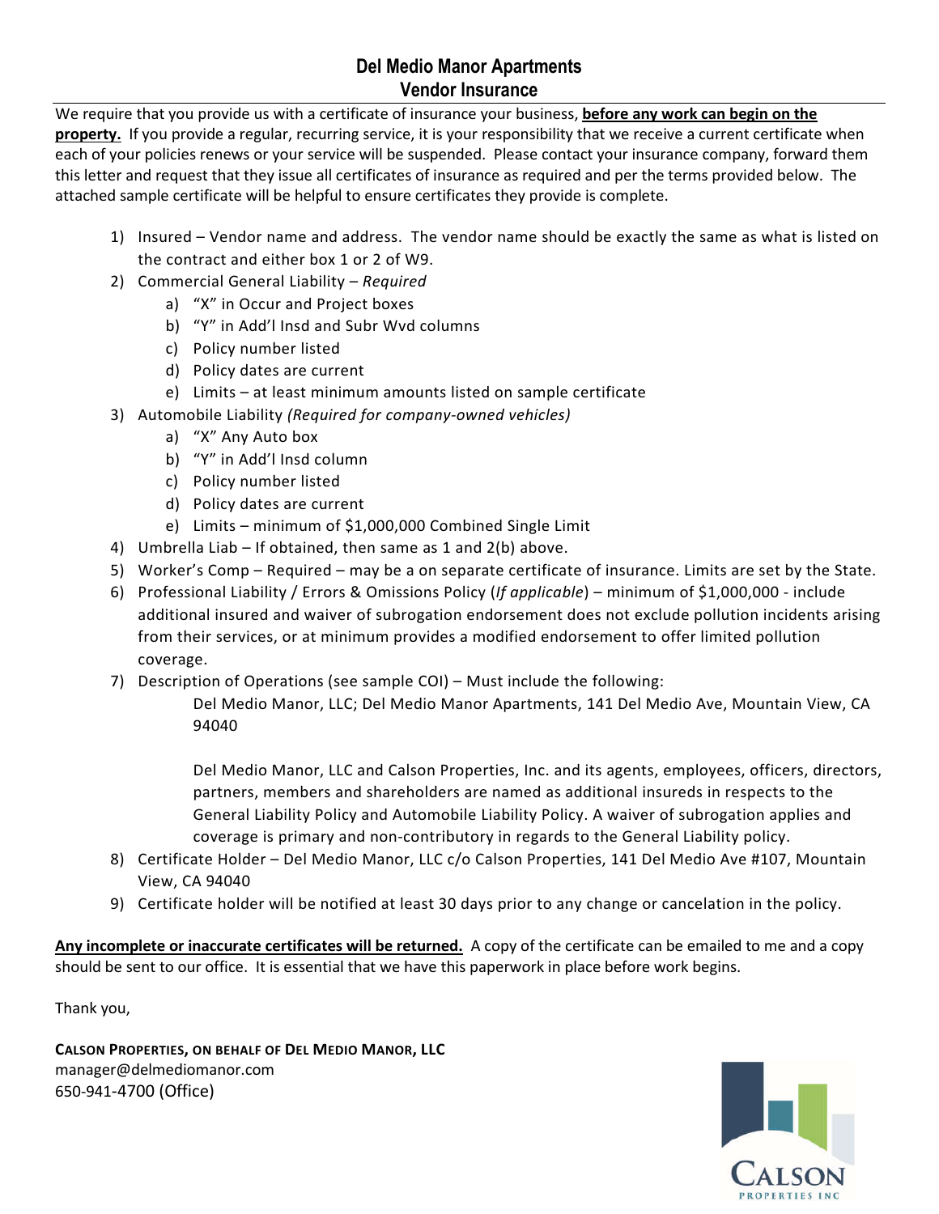# Del Medio Manor Apartments
## Vendor Insurance

We require that you provide us with a certificate of insurance your business, **before any work can begin on the property.** If you provide a regular, recurring service, it is your responsibility that we receive a current certificate when each of your policies renews or your service will be suspended. Please contact your insurance company, forward them this letter and request that they issue all certificates of insurance as required and per the terms provided below. The attached sample certificate will be helpful to ensure certificates they provide is complete.

1) Insured – Vendor name and address. The vendor name should be exactly the same as what is listed on the contract and either box 1 or 2 of W9.
2) Commercial General Liability – *Required*
    a) "X" in Occur and Project boxes
    b) "Y" in Add'l Insd and Subr Wvd columns
    c) Policy number listed
    d) Policy dates are current
    e) Limits – at least minimum amounts listed on sample certificate
3) Automobile Liability *(Required for company-owned vehicles)*
    a) "X" Any Auto box
    b) "Y" in Add'l Insd column
    c) Policy number listed
    d) Policy dates are current
    e) Limits – minimum of $1,000,000 Combined Single Limit
4) Umbrella Liab – If obtained, then same as 1 and 2(b) above.
5) Worker's Comp – Required – may be a on separate certificate of insurance. Limits are set by the State.
6) Professional Liability / Errors & Omissions Policy (*If applicable*) – minimum of $1,000,000 - include additional insured and waiver of subrogation endorsement does not exclude pollution incidents arising from their services, or at minimum provides a modified endorsement to offer limited pollution coverage.
7) Description of Operations (see sample COI) – Must include the following:

    Del Medio Manor, LLC; Del Medio Manor Apartments, 141 Del Medio Ave, Mountain View, CA 94040

    Del Medio Manor, LLC and Calson Properties, Inc. and its agents, employees, officers, directors, partners, members and shareholders are named as additional insureds in respects to the General Liability Policy and Automobile Liability Policy. A waiver of subrogation applies and coverage is primary and non-contributory in regards to the General Liability policy.
8) Certificate Holder – Del Medio Manor, LLC c/o Calson Properties, 141 Del Medio Ave #107, Mountain View, CA 94040
9) Certificate holder will be notified at least 30 days prior to any change or cancelation in the policy.

**Any incomplete or inaccurate certificates will be returned.** A copy of the certificate can be emailed to me and a copy should be sent to our office. It is essential that we have this paperwork in place before work begins.

Thank you,

**CALSON PROPERTIES, ON BEHALF OF DEL MEDIO MANOR, LLC**
manager@delmediomanor.com
650-941-4700 (Office)

CALSON PROPERTIES INC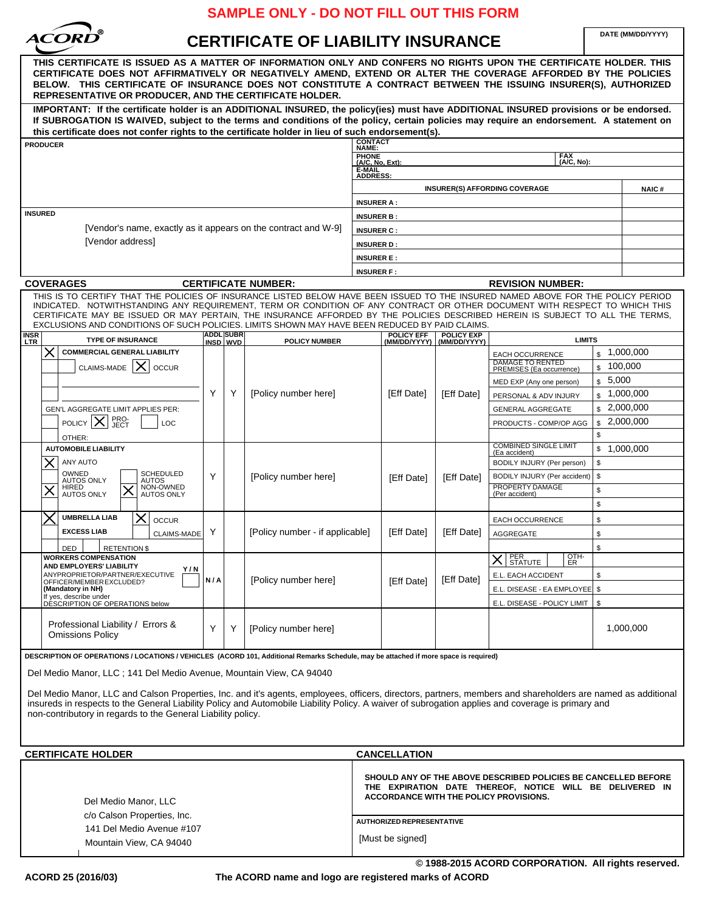**SAMPLE ONLY - DO NOT FILL OUT THIS FORM**

ACORD®

# CERTIFICATE OF LIABILITY INSURANCE

DATE (MM/DD/YYYY)

**THIS CERTIFICATE IS ISSUED AS A MATTER OF INFORMATION ONLY AND CONFERS NO RIGHTS UPON THE CERTIFICATE HOLDER. THIS CERTIFICATE DOES NOT AFFIRMATIVELY OR NEGATIVELY AMEND, EXTEND OR ALTER THE COVERAGE AFFORDED BY THE POLICIES BELOW. THIS CERTIFICATE OF INSURANCE DOES NOT CONSTITUTE A CONTRACT BETWEEN THE ISSUING INSURER(S), AUTHORIZED REPRESENTATIVE OR PRODUCER, AND THE CERTIFICATE HOLDER.**

**IMPORTANT: If the certificate holder is an ADDITIONAL INSURED, the policy(ies) must have ADDITIONAL INSURED provisions or be endorsed. If SUBROGATION IS WAIVED, subject to the terms and conditions of the policy, certain policies may require an endorsement. A statement on this certificate does not confer rights to the certificate holder in lieu of such endorsement(s).**

| PRODUCER | CONTACT NAME: | |
|---|---|---|
| | PHONE (A/C, No, Ext): | FAX (A/C, No): |
| | E-MAIL ADDRESS: | |
| | **INSURER(S) AFFORDING COVERAGE** | **NAIC #** |
| | INSURER A : | |
| **INSURED** | INSURER B : | |
| [Vendor's name, exactly as it appears on the contract and W-9] | INSURER C : | |
| [Vendor address] | INSURER D : | |
| | INSURER E : | |
| | INSURER F : | |

**COVERAGES** **CERTIFICATE NUMBER:** **REVISION NUMBER:**

THIS IS TO CERTIFY THAT THE POLICIES OF INSURANCE LISTED BELOW HAVE BEEN ISSUED TO THE INSURED NAMED ABOVE FOR THE POLICY PERIOD INDICATED. NOTWITHSTANDING ANY REQUIREMENT, TERM OR CONDITION OF ANY CONTRACT OR OTHER DOCUMENT WITH RESPECT TO WHICH THIS CERTIFICATE MAY BE ISSUED OR MAY PERTAIN, THE INSURANCE AFFORDED BY THE POLICIES DESCRIBED HEREIN IS SUBJECT TO ALL THE TERMS, EXCLUSIONS AND CONDITIONS OF SUCH POLICIES. LIMITS SHOWN MAY HAVE BEEN REDUCED BY PAID CLAIMS.

| INSR LTR | TYPE OF INSURANCE | ADDL INSD | SUBR WVD | POLICY NUMBER | POLICY EFF (MM/DD/YYYY) | POLICY EXP (MM/DD/YYYY) | LIMITS | |
|---|---|---|---|---|---|---|---|---|
| | X COMMERCIAL GENERAL LIABILITY; CLAIMS-MADE; X OCCUR; GEN'L AGGREGATE LIMIT APPLIES PER: POLICY; X PRO-JECT; LOC; OTHER: | Y | Y | [Policy number here] | [Eff Date] | [Eff Date] | EACH OCCURRENCE | $ 1,000,000 |
| | | | | | | | DAMAGE TO RENTED PREMISES (Ea occurrence) | $ 100,000 |
| | | | | | | | MED EXP (Any one person) | $ 5,000 |
| | | | | | | | PERSONAL & ADV INJURY | $ 1,000,000 |
| | | | | | | | GENERAL AGGREGATE | $ 2,000,000 |
| | | | | | | | PRODUCTS - COMP/OP AGG | $ 2,000,000 |
| | | | | | | | | $ |
| | AUTOMOBILE LIABILITY; X ANY AUTO; OWNED AUTOS ONLY; SCHEDULED AUTOS; X HIRED AUTOS ONLY; X NON-OWNED AUTOS ONLY | Y | | [Policy number here] | [Eff Date] | [Eff Date] | COMBINED SINGLE LIMIT (Ea accident) | $ 1,000,000 |
| | | | | | | | BODILY INJURY (Per person) | $ |
| | | | | | | | BODILY INJURY (Per accident) | $ |
| | | | | | | | PROPERTY DAMAGE (Per accident) | $ |
| | | | | | | | | $ |
| | X UMBRELLA LIAB; X OCCUR; EXCESS LIAB; CLAIMS-MADE; DED; RETENTION $ | Y | | [Policy number - if applicable] | [Eff Date] | [Eff Date] | EACH OCCURRENCE | $ |
| | | | | | | | AGGREGATE | $ |
| | | | | | | | | $ |
| | WORKERS COMPENSATION AND EMPLOYERS' LIABILITY Y/N; ANYPROPRIETOR/PARTNER/EXECUTIVE OFFICER/MEMBER EXCLUDED? (Mandatory in NH); If yes, describe under DESCRIPTION OF OPERATIONS below | N/A | | [Policy number here] | [Eff Date] | [Eff Date] | X PER STATUTE; OTH-ER | |
| | | | | | | | E.L. EACH ACCIDENT | $ |
| | | | | | | | E.L. DISEASE - EA EMPLOYEE | $ |
| | | | | | | | E.L. DISEASE - POLICY LIMIT | $ |
| | Professional Liability / Errors & Omissions Policy | Y | Y | [Policy number here] | | | | 1,000,000 |

**DESCRIPTION OF OPERATIONS / LOCATIONS / VEHICLES (ACORD 101, Additional Remarks Schedule, may be attached if more space is required)**

Del Medio Manor, LLC ; 141 Del Medio Avenue, Mountain View, CA 94040

Del Medio Manor, LLC and Calson Properties, Inc. and it's agents, employees, officers, directors, partners, members and shareholders are named as additional insureds in respects to the General Liability Policy and Automobile Liability Policy. A waiver of subrogation applies and coverage is primary and non-contributory in regards to the General Liability policy.

| CERTIFICATE HOLDER | CANCELLATION |
|---|---|
| Del Medio Manor, LLC<br>c/o Calson Properties, Inc.<br>141 Del Medio Avenue #107<br>Mountain View, CA 94040 | **SHOULD ANY OF THE ABOVE DESCRIBED POLICIES BE CANCELLED BEFORE THE EXPIRATION DATE THEREOF, NOTICE WILL BE DELIVERED IN ACCORDANCE WITH THE POLICY PROVISIONS.**<br><br>AUTHORIZED REPRESENTATIVE<br>[Must be signed] |

**© 1988-2015 ACORD CORPORATION. All rights reserved.**

**ACORD 25 (2016/03)** **The ACORD name and logo are registered marks of ACORD**